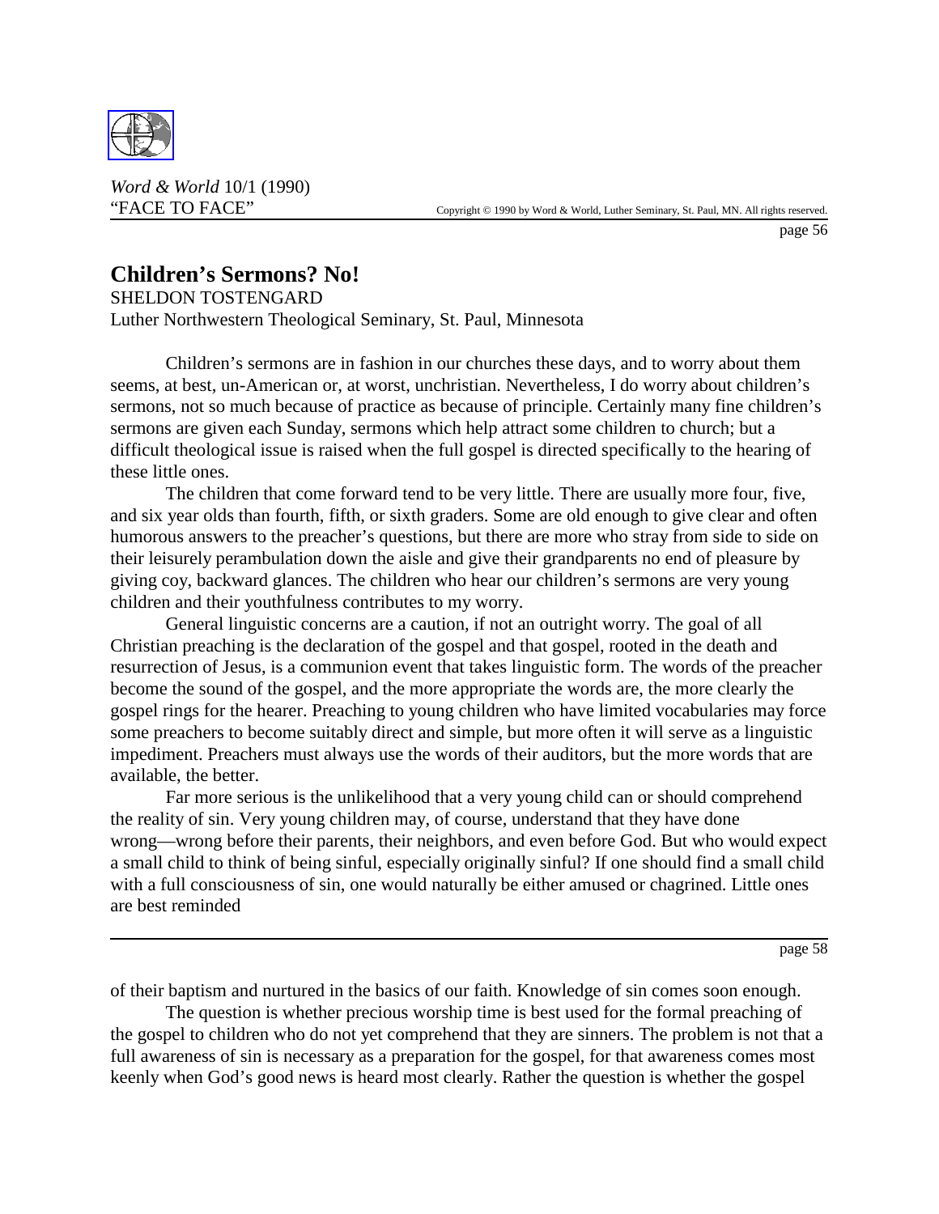*Word & World* 10/1 (1990)
"FACE TO FACE"

Copyright © 1990 by Word & World, Luther Seminary, St. Paul, MN. All rights reserved.

# Children's Sermons? No!

SHELDON TOSTENGARD
Luther Northwestern Theological Seminary, St. Paul, Minnesota

Children's sermons are in fashion in our churches these days, and to worry about them seems, at best, un-American or, at worst, unchristian. Nevertheless, I do worry about children's sermons, not so much because of practice as because of principle. Certainly many fine children's sermons are given each Sunday, sermons which help attract some children to church; but a difficult theological issue is raised when the full gospel is directed specifically to the hearing of these little ones.

The children that come forward tend to be very little. There are usually more four, five, and six year olds than fourth, fifth, or sixth graders. Some are old enough to give clear and often humorous answers to the preacher's questions, but there are more who stray from side to side on their leisurely perambulation down the aisle and give their grandparents no end of pleasure by giving coy, backward glances. The children who hear our children's sermons are very young children and their youthfulness contributes to my worry.

General linguistic concerns are a caution, if not an outright worry. The goal of all Christian preaching is the declaration of the gospel and that gospel, rooted in the death and resurrection of Jesus, is a communion event that takes linguistic form. The words of the preacher become the sound of the gospel, and the more appropriate the words are, the more clearly the gospel rings for the hearer. Preaching to young children who have limited vocabularies may force some preachers to become suitably direct and simple, but more often it will serve as a linguistic impediment. Preachers must always use the words of their auditors, but the more words that are available, the better.

Far more serious is the unlikelihood that a very young child can or should comprehend the reality of sin. Very young children may, of course, understand that they have done wrong—wrong before their parents, their neighbors, and even before God. But who would expect a small child to think of being sinful, especially originally sinful? If one should find a small child with a full consciousness of sin, one would naturally be either amused or chagrined. Little ones are best reminded of their baptism and nurtured in the basics of our faith. Knowledge of sin comes soon enough.

The question is whether precious worship time is best used for the formal preaching of the gospel to children who do not yet comprehend that they are sinners. The problem is not that a full awareness of sin is necessary as a preparation for the gospel, for that awareness comes most keenly when God's good news is heard most clearly. Rather the question is whether the gospel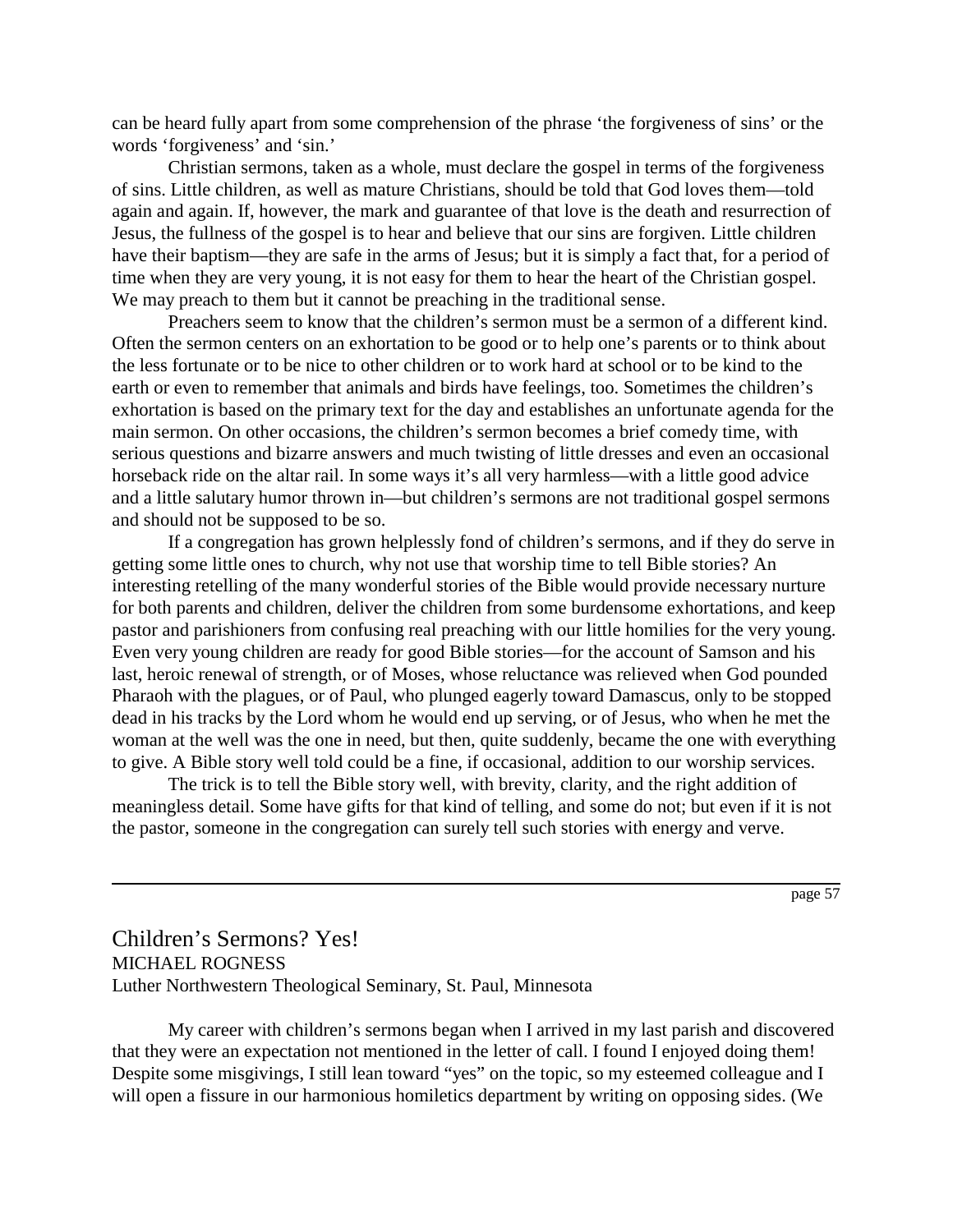can be heard fully apart from some comprehension of the phrase ‘the forgiveness of sins’ or the words ‘forgiveness’ and ‘sin.’

Christian sermons, taken as a whole, must declare the gospel in terms of the forgiveness of sins. Little children, as well as mature Christians, should be told that God loves them—told again and again. If, however, the mark and guarantee of that love is the death and resurrection of Jesus, the fullness of the gospel is to hear and believe that our sins are forgiven. Little children have their baptism—they are safe in the arms of Jesus; but it is simply a fact that, for a period of time when they are very young, it is not easy for them to hear the heart of the Christian gospel. We may preach to them but it cannot be preaching in the traditional sense.

Preachers seem to know that the children’s sermon must be a sermon of a different kind. Often the sermon centers on an exhortation to be good or to help one’s parents or to think about the less fortunate or to be nice to other children or to work hard at school or to be kind to the earth or even to remember that animals and birds have feelings, too. Sometimes the children’s exhortation is based on the primary text for the day and establishes an unfortunate agenda for the main sermon. On other occasions, the children’s sermon becomes a brief comedy time, with serious questions and bizarre answers and much twisting of little dresses and even an occasional horseback ride on the altar rail. In some ways it’s all very harmless—with a little good advice and a little salutary humor thrown in—but children’s sermons are not traditional gospel sermons and should not be supposed to be so.

If a congregation has grown helplessly fond of children’s sermons, and if they do serve in getting some little ones to church, why not use that worship time to tell Bible stories? An interesting retelling of the many wonderful stories of the Bible would provide necessary nurture for both parents and children, deliver the children from some burdensome exhortations, and keep pastor and parishioners from confusing real preaching with our little homilies for the very young. Even very young children are ready for good Bible stories—for the account of Samson and his last, heroic renewal of strength, or of Moses, whose reluctance was relieved when God pounded Pharaoh with the plagues, or of Paul, who plunged eagerly toward Damascus, only to be stopped dead in his tracks by the Lord whom he would end up serving, or of Jesus, who when he met the woman at the well was the one in need, but then, quite suddenly, became the one with everything to give. A Bible story well told could be a fine, if occasional, addition to our worship services.

The trick is to tell the Bible story well, with brevity, clarity, and the right addition of meaningless detail. Some have gifts for that kind of telling, and some do not; but even if it is not the pastor, someone in the congregation can surely tell such stories with energy and verve.

---

## Children’s Sermons? Yes!

MICHAEL ROGNESS

Luther Northwestern Theological Seminary, St. Paul, Minnesota

My career with children’s sermons began when I arrived in my last parish and discovered that they were an expectation not mentioned in the letter of call. I found I enjoyed doing them! Despite some misgivings, I still lean toward “yes” on the topic, so my esteemed colleague and I will open a fissure in our harmonious homiletics department by writing on opposing sides. (We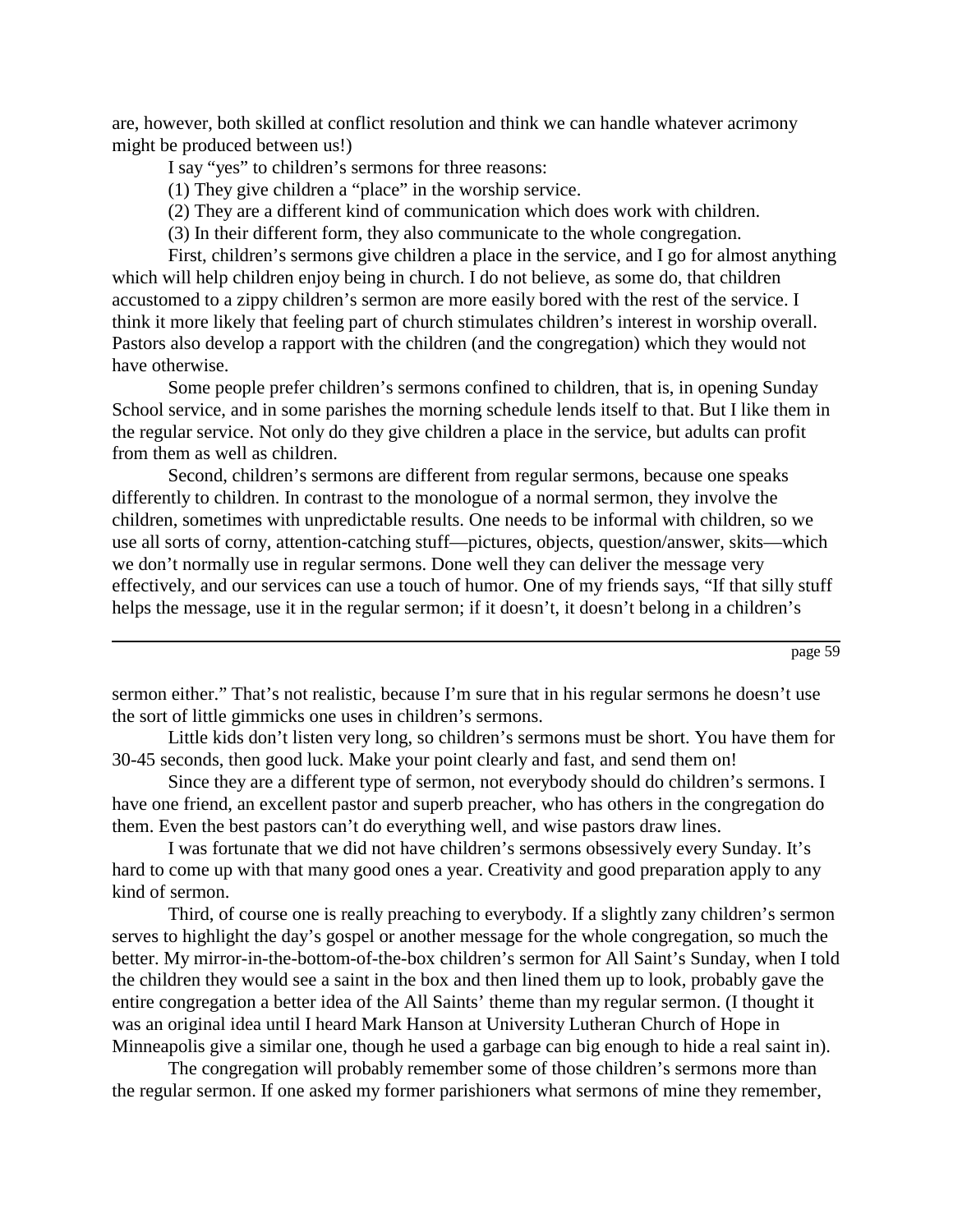are, however, both skilled at conflict resolution and think we can handle whatever acrimony might be produced between us!)

I say "yes" to children's sermons for three reasons:

(1) They give children a "place" in the worship service.

(2) They are a different kind of communication which does work with children.

(3) In their different form, they also communicate to the whole congregation.

First, children's sermons give children a place in the service, and I go for almost anything which will help children enjoy being in church. I do not believe, as some do, that children accustomed to a zippy children's sermon are more easily bored with the rest of the service. I think it more likely that feeling part of church stimulates children's interest in worship overall. Pastors also develop a rapport with the children (and the congregation) which they would not have otherwise.

Some people prefer children's sermons confined to children, that is, in opening Sunday School service, and in some parishes the morning schedule lends itself to that. But I like them in the regular service. Not only do they give children a place in the service, but adults can profit from them as well as children.

Second, children's sermons are different from regular sermons, because one speaks differently to children. In contrast to the monologue of a normal sermon, they involve the children, sometimes with unpredictable results. One needs to be informal with children, so we use all sorts of corny, attention-catching stuff—pictures, objects, question/answer, skits—which we don't normally use in regular sermons. Done well they can deliver the message very effectively, and our services can use a touch of humor. One of my friends says, "If that silly stuff helps the message, use it in the regular sermon; if it doesn't, it doesn't belong in a children's sermon either." That's not realistic, because I'm sure that in his regular sermons he doesn't use the sort of little gimmicks one uses in children's sermons.

Little kids don't listen very long, so children's sermons must be short. You have them for 30-45 seconds, then good luck. Make your point clearly and fast, and send them on!

Since they are a different type of sermon, not everybody should do children's sermons. I have one friend, an excellent pastor and superb preacher, who has others in the congregation do them. Even the best pastors can't do everything well, and wise pastors draw lines.

I was fortunate that we did not have children's sermons obsessively every Sunday. It's hard to come up with that many good ones a year. Creativity and good preparation apply to any kind of sermon.

Third, of course one is really preaching to everybody. If a slightly zany children's sermon serves to highlight the day's gospel or another message for the whole congregation, so much the better. My mirror-in-the-bottom-of-the-box children's sermon for All Saint's Sunday, when I told the children they would see a saint in the box and then lined them up to look, probably gave the entire congregation a better idea of the All Saints' theme than my regular sermon. (I thought it was an original idea until I heard Mark Hanson at University Lutheran Church of Hope in Minneapolis give a similar one, though he used a garbage can big enough to hide a real saint in).

The congregation will probably remember some of those children's sermons more than the regular sermon. If one asked my former parishioners what sermons of mine they remember,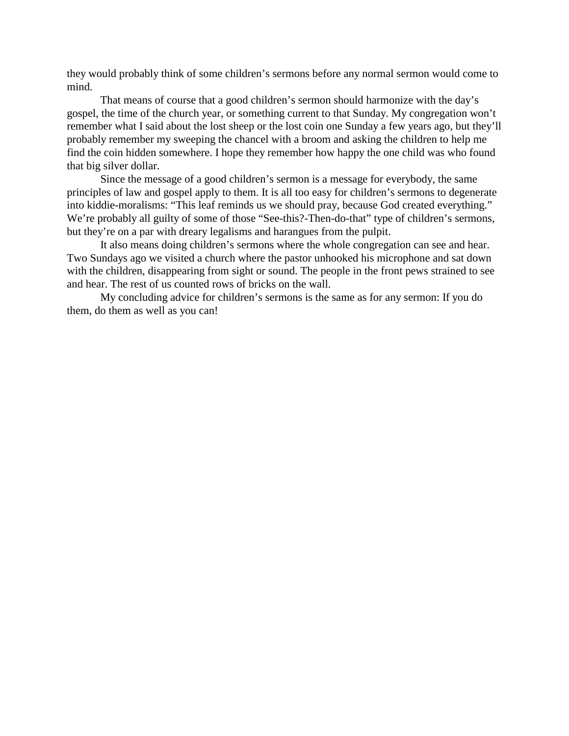they would probably think of some children's sermons before any normal sermon would come to mind.

That means of course that a good children's sermon should harmonize with the day's gospel, the time of the church year, or something current to that Sunday. My congregation won't remember what I said about the lost sheep or the lost coin one Sunday a few years ago, but they'll probably remember my sweeping the chancel with a broom and asking the children to help me find the coin hidden somewhere. I hope they remember how happy the one child was who found that big silver dollar.

Since the message of a good children's sermon is a message for everybody, the same principles of law and gospel apply to them. It is all too easy for children's sermons to degenerate into kiddie-moralisms: "This leaf reminds us we should pray, because God created everything." We're probably all guilty of some of those "See-this?-Then-do-that" type of children's sermons, but they're on a par with dreary legalisms and harangues from the pulpit.

It also means doing children's sermons where the whole congregation can see and hear. Two Sundays ago we visited a church where the pastor unhooked his microphone and sat down with the children, disappearing from sight or sound. The people in the front pews strained to see and hear. The rest of us counted rows of bricks on the wall.

My concluding advice for children's sermons is the same as for any sermon: If you do them, do them as well as you can!